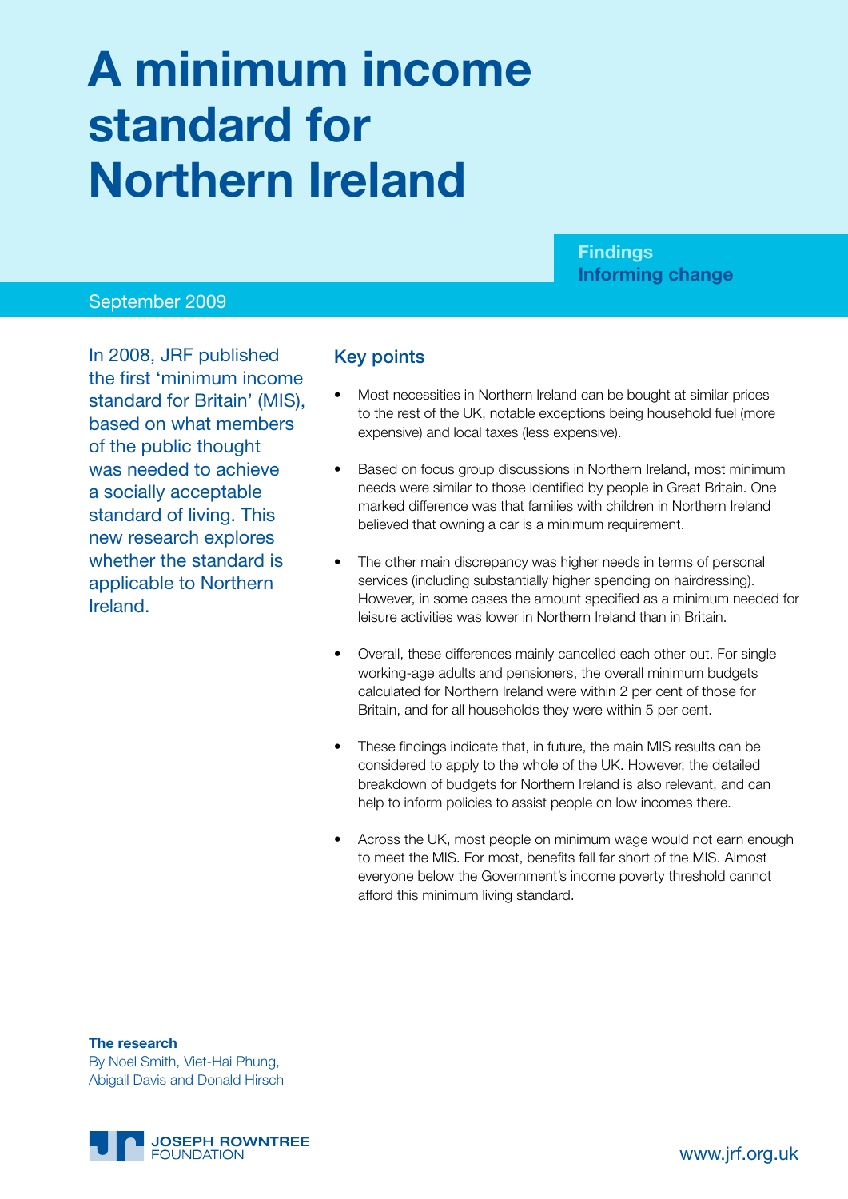# A minimum income standard for Northern Ireland

**Findings**
**Informing change**

September 2009

In 2008, JRF published the first 'minimum income standard for Britain' (MIS), based on what members of the public thought was needed to achieve a socially acceptable standard of living. This new research explores whether the standard is applicable to Northern Ireland.

## Key points

- Most necessities in Northern Ireland can be bought at similar prices to the rest of the UK, notable exceptions being household fuel (more expensive) and local taxes (less expensive).
- Based on focus group discussions in Northern Ireland, most minimum needs were similar to those identified by people in Great Britain. One marked difference was that families with children in Northern Ireland believed that owning a car is a minimum requirement.
- The other main discrepancy was higher needs in terms of personal services (including substantially higher spending on hairdressing). However, in some cases the amount specified as a minimum needed for leisure activities was lower in Northern Ireland than in Britain.
- Overall, these differences mainly cancelled each other out. For single working-age adults and pensioners, the overall minimum budgets calculated for Northern Ireland were within 2 per cent of those for Britain, and for all households they were within 5 per cent.
- These findings indicate that, in future, the main MIS results can be considered to apply to the whole of the UK. However, the detailed breakdown of budgets for Northern Ireland is also relevant, and can help to inform policies to assist people on low incomes there.
- Across the UK, most people on minimum wage would not earn enough to meet the MIS. For most, benefits fall far short of the MIS. Almost everyone below the Government's income poverty threshold cannot afford this minimum living standard.

**The research**
By Noel Smith, Viet-Hai Phung, Abigail Davis and Donald Hirsch

JOSEPH ROWNTREE FOUNDATION

www.jrf.org.uk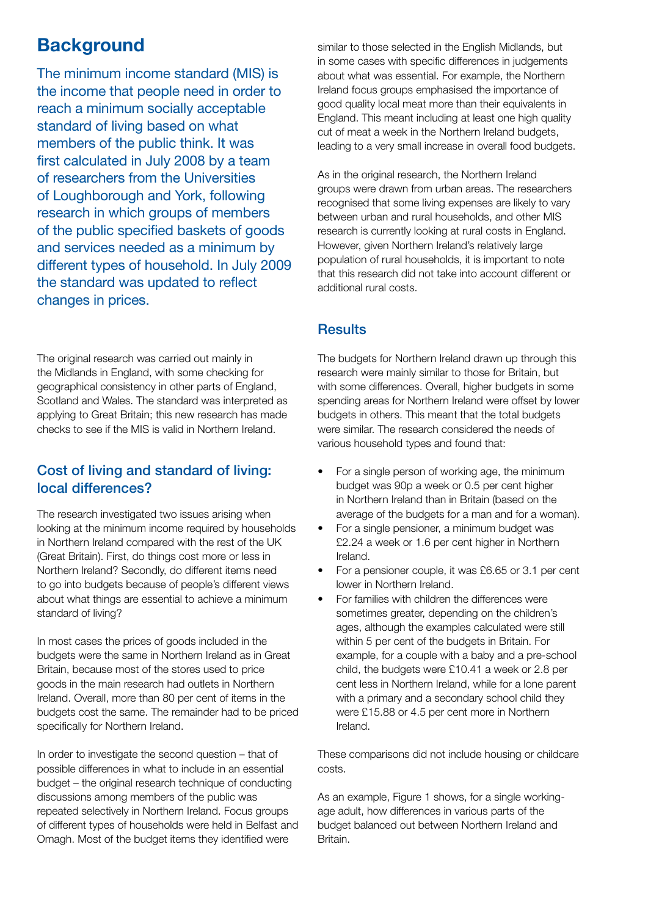## Background

The minimum income standard (MIS) is the income that people need in order to reach a minimum socially acceptable standard of living based on what members of the public think. It was first calculated in July 2008 by a team of researchers from the Universities of Loughborough and York, following research in which groups of members of the public specified baskets of goods and services needed as a minimum by different types of household. In July 2009 the standard was updated to reflect changes in prices.

The original research was carried out mainly in the Midlands in England, with some checking for geographical consistency in other parts of England, Scotland and Wales. The standard was interpreted as applying to Great Britain; this new research has made checks to see if the MIS is valid in Northern Ireland.

### Cost of living and standard of living: local differences?

The research investigated two issues arising when looking at the minimum income required by households in Northern Ireland compared with the rest of the UK (Great Britain). First, do things cost more or less in Northern Ireland? Secondly, do different items need to go into budgets because of people's different views about what things are essential to achieve a minimum standard of living?

In most cases the prices of goods included in the budgets were the same in Northern Ireland as in Great Britain, because most of the stores used to price goods in the main research had outlets in Northern Ireland. Overall, more than 80 per cent of items in the budgets cost the same. The remainder had to be priced specifically for Northern Ireland.

In order to investigate the second question – that of possible differences in what to include in an essential budget – the original research technique of conducting discussions among members of the public was repeated selectively in Northern Ireland. Focus groups of different types of households were held in Belfast and Omagh. Most of the budget items they identified were similar to those selected in the English Midlands, but in some cases with specific differences in judgements about what was essential. For example, the Northern Ireland focus groups emphasised the importance of good quality local meat more than their equivalents in England. This meant including at least one high quality cut of meat a week in the Northern Ireland budgets, leading to a very small increase in overall food budgets.

As in the original research, the Northern Ireland groups were drawn from urban areas. The researchers recognised that some living expenses are likely to vary between urban and rural households, and other MIS research is currently looking at rural costs in England. However, given Northern Ireland's relatively large population of rural households, it is important to note that this research did not take into account different or additional rural costs.

### Results

The budgets for Northern Ireland drawn up through this research were mainly similar to those for Britain, but with some differences. Overall, higher budgets in some spending areas for Northern Ireland were offset by lower budgets in others. This meant that the total budgets were similar. The research considered the needs of various household types and found that:

- For a single person of working age, the minimum budget was 90p a week or 0.5 per cent higher in Northern Ireland than in Britain (based on the average of the budgets for a man and for a woman).
- For a single pensioner, a minimum budget was £2.24 a week or 1.6 per cent higher in Northern Ireland.
- For a pensioner couple, it was £6.65 or 3.1 per cent lower in Northern Ireland.
- For families with children the differences were sometimes greater, depending on the children's ages, although the examples calculated were still within 5 per cent of the budgets in Britain. For example, for a couple with a baby and a pre-school child, the budgets were £10.41 a week or 2.8 per cent less in Northern Ireland, while for a lone parent with a primary and a secondary school child they were £15.88 or 4.5 per cent more in Northern Ireland.

These comparisons did not include housing or childcare costs.

As an example, Figure 1 shows, for a single working-age adult, how differences in various parts of the budget balanced out between Northern Ireland and Britain.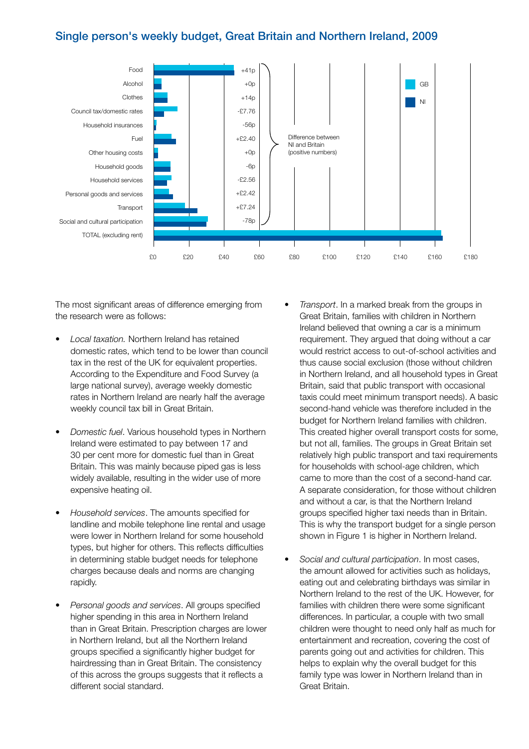## Single person's weekly budget, Great Britain and Northern Ireland, 2009

| Category | Difference between NI and Britain (positive numbers) |
|---|---|
| Food | +41p |
| Alcohol | +0p |
| Clothes | +14p |
| Council tax/domestic rates | -£7.76 |
| Household insurances | -56p |
| Fuel | +£2.40 |
| Other housing costs | +0p |
| Household goods | -6p |
| Household services | -£2.56 |
| Personal goods and services | +£2.42 |
| Transport | +£7.24 |
| Social and cultural participation | -78p |
| TOTAL (excluding rent) | |

The most significant areas of difference emerging from the research were as follows:

- *Local taxation.* Northern Ireland has retained domestic rates, which tend to be lower than council tax in the rest of the UK for equivalent properties. According to the Expenditure and Food Survey (a large national survey), average weekly domestic rates in Northern Ireland are nearly half the average weekly council tax bill in Great Britain.

- *Domestic fuel*. Various household types in Northern Ireland were estimated to pay between 17 and 30 per cent more for domestic fuel than in Great Britain. This was mainly because piped gas is less widely available, resulting in the wider use of more expensive heating oil.

- *Household services*. The amounts specified for landline and mobile telephone line rental and usage were lower in Northern Ireland for some household types, but higher for others. This reflects difficulties in determining stable budget needs for telephone charges because deals and norms are changing rapidly.

- *Personal goods and services*. All groups specified higher spending in this area in Northern Ireland than in Great Britain. Prescription charges are lower in Northern Ireland, but all the Northern Ireland groups specified a significantly higher budget for hairdressing than in Great Britain. The consistency of this across the groups suggests that it reflects a different social standard.

- *Transport*. In a marked break from the groups in Great Britain, families with children in Northern Ireland believed that owning a car is a minimum requirement. They argued that doing without a car would restrict access to out-of-school activities and thus cause social exclusion (those without children in Northern Ireland, and all household types in Great Britain, said that public transport with occasional taxis could meet minimum transport needs). A basic second-hand vehicle was therefore included in the budget for Northern Ireland families with children. This created higher overall transport costs for some, but not all, families. The groups in Great Britain set relatively high public transport and taxi requirements for households with school-age children, which came to more than the cost of a second-hand car. A separate consideration, for those without children and without a car, is that the Northern Ireland groups specified higher taxi needs than in Britain. This is why the transport budget for a single person shown in Figure 1 is higher in Northern Ireland.

- *Social and cultural participation*. In most cases, the amount allowed for activities such as holidays, eating out and celebrating birthdays was similar in Northern Ireland to the rest of the UK. However, for families with children there were some significant differences. In particular, a couple with two small children were thought to need only half as much for entertainment and recreation, covering the cost of parents going out and activities for children. This helps to explain why the overall budget for this family type was lower in Northern Ireland than in Great Britain.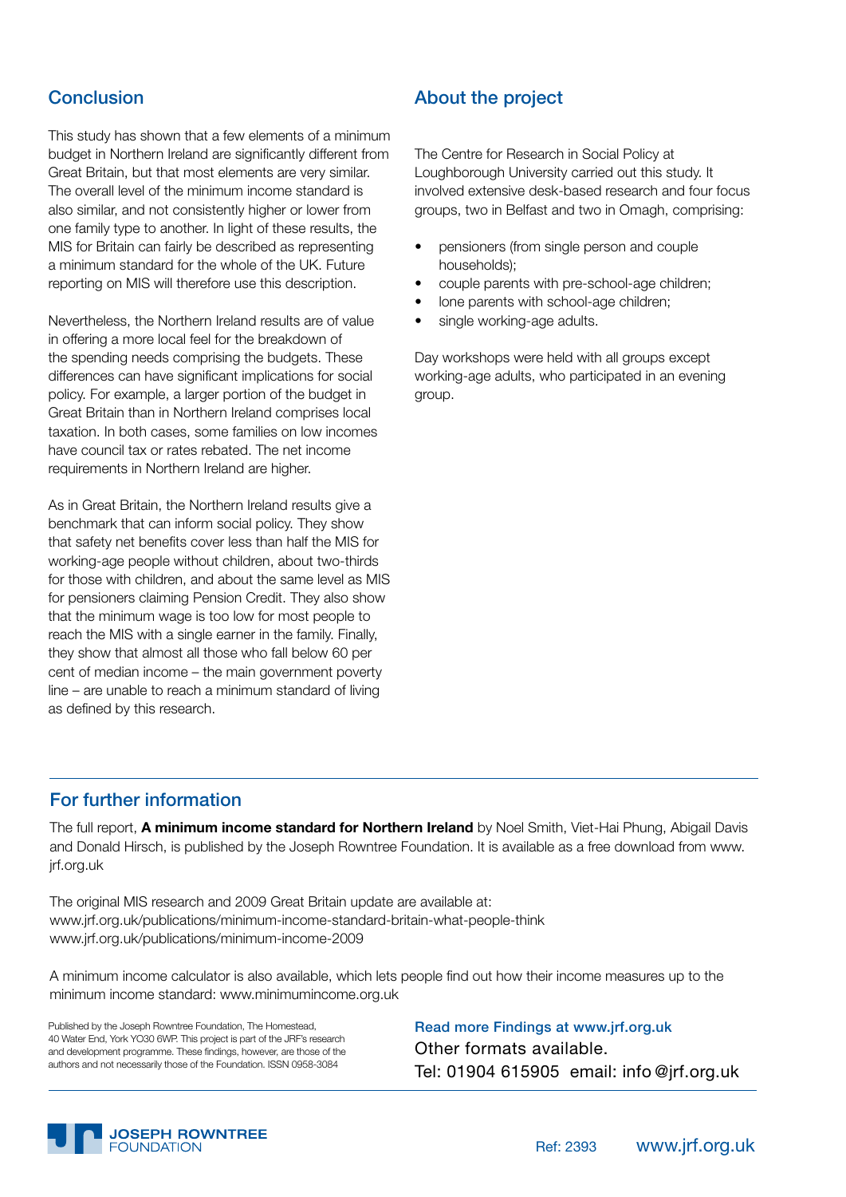## Conclusion

This study has shown that a few elements of a minimum budget in Northern Ireland are significantly different from Great Britain, but that most elements are very similar. The overall level of the minimum income standard is also similar, and not consistently higher or lower from one family type to another. In light of these results, the MIS for Britain can fairly be described as representing a minimum standard for the whole of the UK. Future reporting on MIS will therefore use this description.

Nevertheless, the Northern Ireland results are of value in offering a more local feel for the breakdown of the spending needs comprising the budgets. These differences can have significant implications for social policy. For example, a larger portion of the budget in Great Britain than in Northern Ireland comprises local taxation. In both cases, some families on low incomes have council tax or rates rebated. The net income requirements in Northern Ireland are higher.

As in Great Britain, the Northern Ireland results give a benchmark that can inform social policy. They show that safety net benefits cover less than half the MIS for working-age people without children, about two-thirds for those with children, and about the same level as MIS for pensioners claiming Pension Credit. They also show that the minimum wage is too low for most people to reach the MIS with a single earner in the family. Finally, they show that almost all those who fall below 60 per cent of median income – the main government poverty line – are unable to reach a minimum standard of living as defined by this research.

## About the project

The Centre for Research in Social Policy at Loughborough University carried out this study. It involved extensive desk-based research and four focus groups, two in Belfast and two in Omagh, comprising:

- pensioners (from single person and couple households);
- couple parents with pre-school-age children;
- lone parents with school-age children;
- single working-age adults.

Day workshops were held with all groups except working-age adults, who participated in an evening group.

## For further information

The full report, **A minimum income standard for Northern Ireland** by Noel Smith, Viet-Hai Phung, Abigail Davis and Donald Hirsch, is published by the Joseph Rowntree Foundation. It is available as a free download from www.jrf.org.uk

The original MIS research and 2009 Great Britain update are available at:
www.jrf.org.uk/publications/minimum-income-standard-britain-what-people-think
www.jrf.org.uk/publications/minimum-income-2009

A minimum income calculator is also available, which lets people find out how their income measures up to the minimum income standard: www.minimumincome.org.uk

Published by the Joseph Rowntree Foundation, The Homestead, 40 Water End, York YO30 6WP. This project is part of the JRF's research and development programme. These findings, however, are those of the authors and not necessarily those of the Foundation. ISSN 0958-3084

Read more Findings at www.jrf.org.uk
Other formats available.
Tel: 01904 615905 email: info@jrf.org.uk

JOSEPH ROWNTREE FOUNDATION

Ref: 2393 www.jrf.org.uk